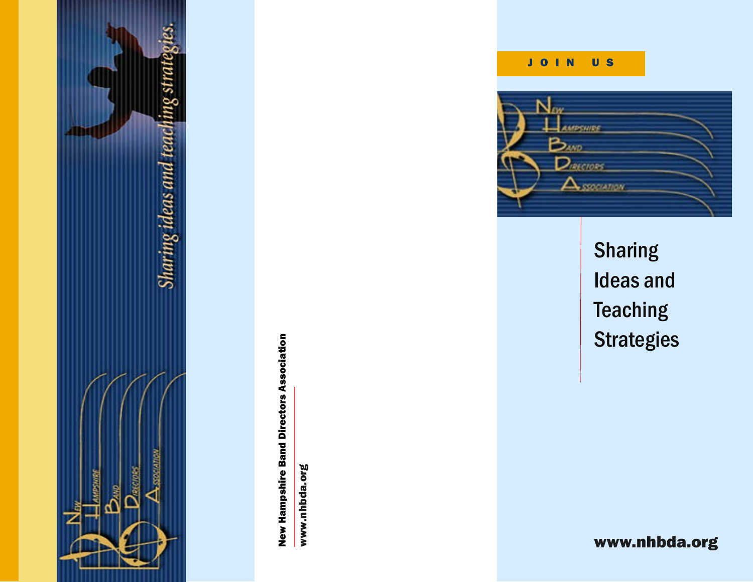*Sharing ideas and teaching strategies.*

New Hampshire Band Directors Association

www.nhbda.org

JOIN US

New Hampshire Band Directors Association

# Sharing Ideas and Teaching Strategies

**www.nhbda.org**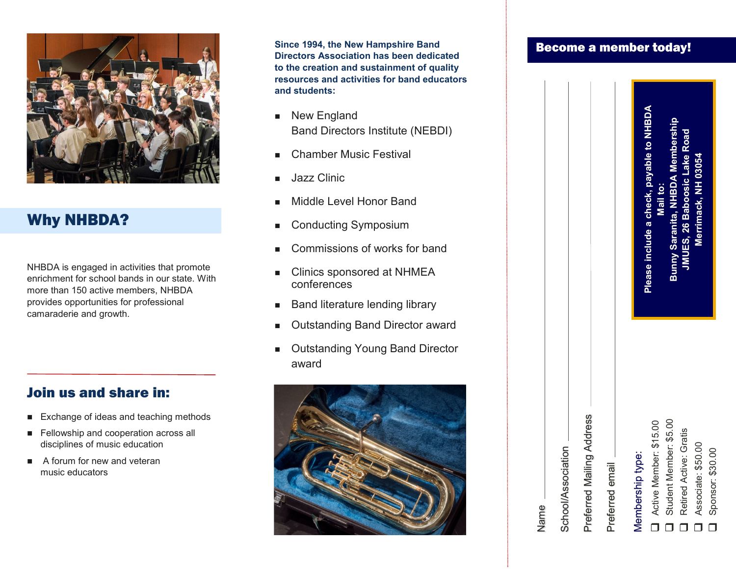## Why NHBDA?

NHBDA is engaged in activities that promote enrichment for school bands in our state. With more than 150 active members, NHBDA provides opportunities for professional camaraderie and growth.

## Join us and share in:

- Exchange of ideas and teaching methods
- Fellowship and cooperation across all disciplines of music education
- A forum for new and veteran music educators

**Since 1994, the New Hampshire Band Directors Association has been dedicated to the creation and sustainment of quality resources and activities for band educators and students:**

- New England Band Directors Institute (NEBDI)
- Chamber Music Festival
- Jazz Clinic
- Middle Level Honor Band
- Conducting Symposium
- Commissions of works for band
- Clinics sponsored at NHMEA conferences
- Band literature lending library
- Outstanding Band Director award
- Outstanding Young Band Director award

## Become a member today!

Name \_\_\_\_\_\_\_\_\_\_\_\_\_\_\_\_\_\_\_\_

School/Association \_\_\_\_\_\_\_\_\_\_\_\_\_\_\_\_\_\_\_\_

Preferred Mailing Address \_\_\_\_\_\_\_\_\_\_\_\_\_\_\_\_\_\_\_\_

Preferred email \_\_\_\_\_\_\_\_\_\_\_\_\_\_\_\_\_\_\_\_

Membership type:

- ❒ Active Member: $15.00
- ❒ Student Member: $5.00
- ❒ Retired Active: Gratis
- ❒ Associate: $50.00
- ❒ Sponsor: $30.00

**Please include a check, payable to NHBDA**
**Mail to:**
**Bunny Saranita, NHBDA Membership**
**JMUES, 26 Baboosic Lake Road**
**Merrimack, NH 03054**